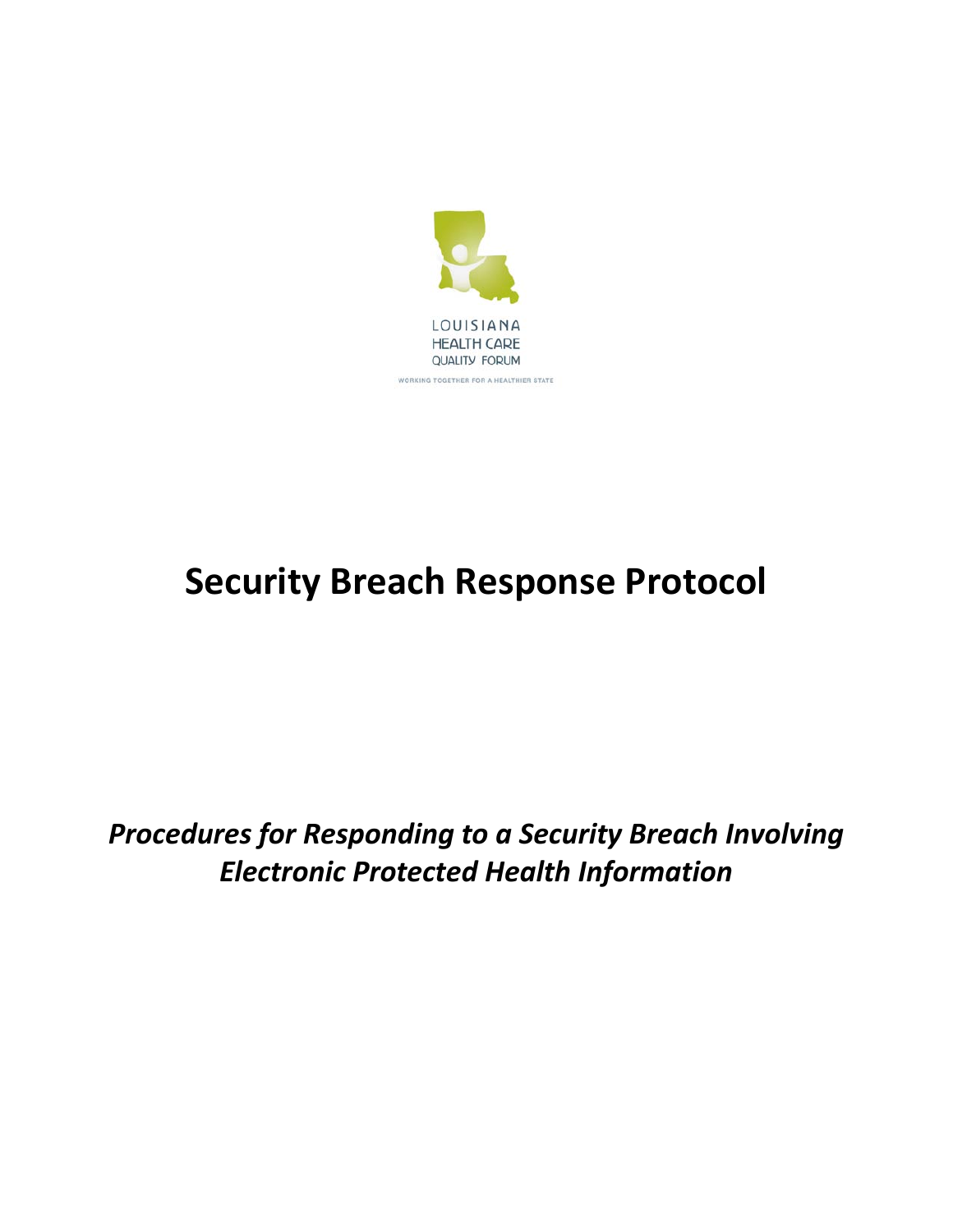LOUISIANA
HEALTH CARE
QUALITY FORUM

WORKING TOGETHER FOR A HEALTHIER STATE

# Security Breach Response Protocol

***Procedures for Responding to a Security Breach Involving Electronic Protected Health Information***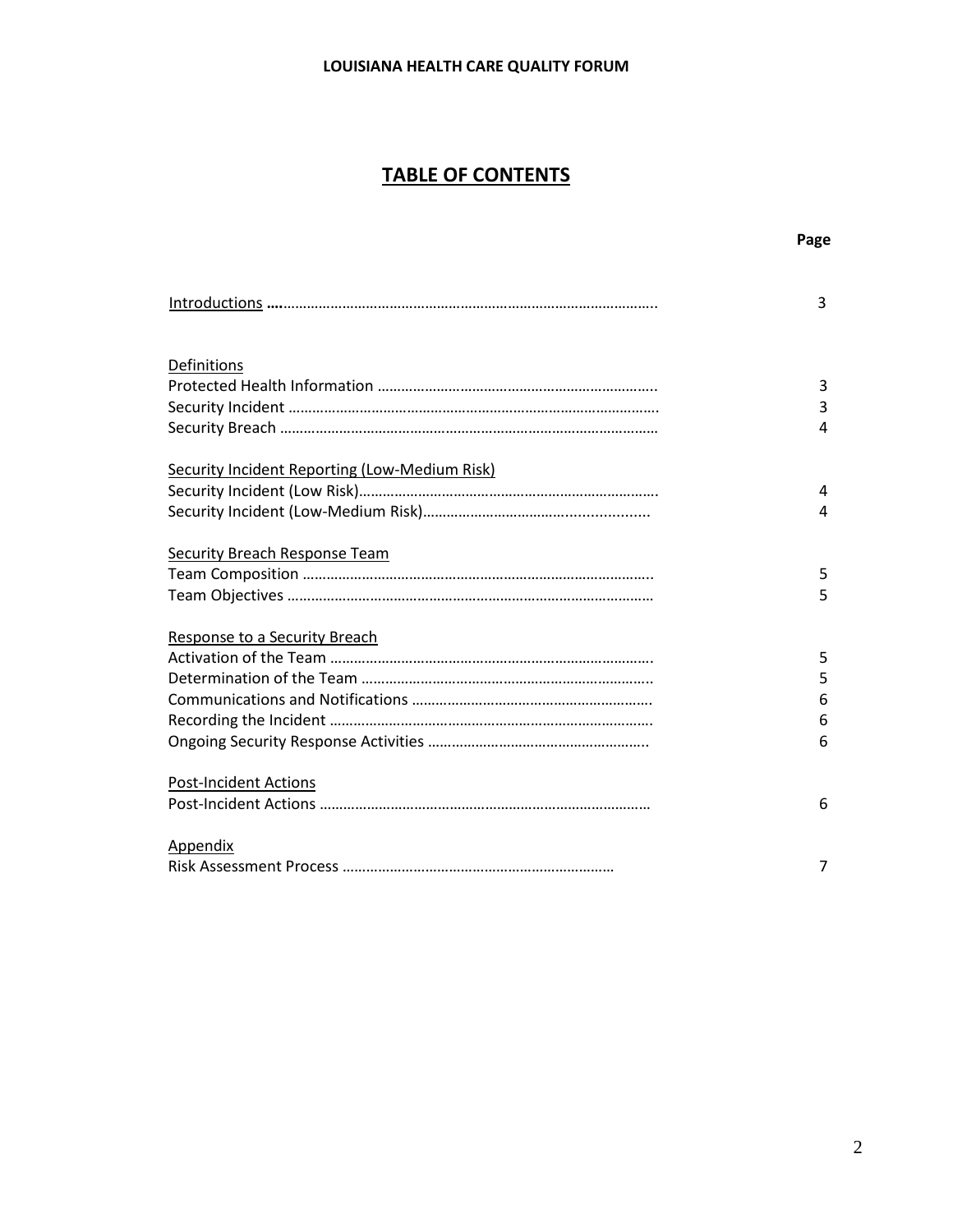LOUISIANA HEALTH CARE QUALITY FORUM

# TABLE OF CONTENTS

| | Page |
|---|---|
| Introductions | 3 |
| **Definitions** | |
| Protected Health Information | 3 |
| Security Incident | 3 |
| Security Breach | 4 |
| **Security Incident Reporting (Low-Medium Risk)** | |
| Security Incident (Low Risk) | 4 |
| Security Incident (Low-Medium Risk) | 4 |
| **Security Breach Response Team** | |
| Team Composition | 5 |
| Team Objectives | 5 |
| **Response to a Security Breach** | |
| Activation of the Team | 5 |
| Determination of the Team | 5 |
| Communications and Notifications | 6 |
| Recording the Incident | 6 |
| Ongoing Security Response Activities | 6 |
| **Post-Incident Actions** | |
| Post-Incident Actions | 6 |
| **Appendix** | |
| Risk Assessment Process | 7 |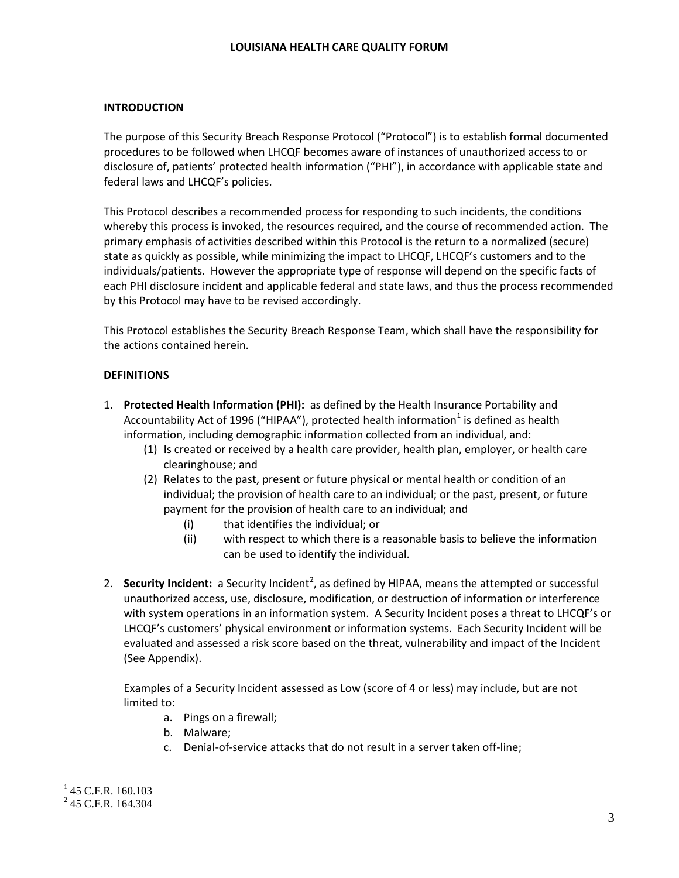## INTRODUCTION

The purpose of this Security Breach Response Protocol ("Protocol") is to establish formal documented procedures to be followed when LHCQF becomes aware of instances of unauthorized access to or disclosure of, patients' protected health information ("PHI"), in accordance with applicable state and federal laws and LHCQF's policies.

This Protocol describes a recommended process for responding to such incidents, the conditions whereby this process is invoked, the resources required, and the course of recommended action. The primary emphasis of activities described within this Protocol is the return to a normalized (secure) state as quickly as possible, while minimizing the impact to LHCQF, LHCQF's customers and to the individuals/patients. However the appropriate type of response will depend on the specific facts of each PHI disclosure incident and applicable federal and state laws, and thus the process recommended by this Protocol may have to be revised accordingly.

This Protocol establishes the Security Breach Response Team, which shall have the responsibility for the actions contained herein.

## DEFINITIONS

1. **Protected Health Information (PHI):** as defined by the Health Insurance Portability and Accountability Act of 1996 ("HIPAA"), protected health information[1] is defined as health information, including demographic information collected from an individual, and:
   (1) Is created or received by a health care provider, health plan, employer, or health care clearinghouse; and
   (2) Relates to the past, present or future physical or mental health or condition of an individual; the provision of health care to an individual; or the past, present, or future payment for the provision of health care to an individual; and
      (i) that identifies the individual; or
      (ii) with respect to which there is a reasonable basis to believe the information can be used to identify the individual.

2. **Security Incident:** a Security Incident[2], as defined by HIPAA, means the attempted or successful unauthorized access, use, disclosure, modification, or destruction of information or interference with system operations in an information system. A Security Incident poses a threat to LHCQF's or LHCQF's customers' physical environment or information systems. Each Security Incident will be evaluated and assessed a risk score based on the threat, vulnerability and impact of the Incident (See Appendix).

   Examples of a Security Incident assessed as Low (score of 4 or less) may include, but are not limited to:
   a. Pings on a firewall;
   b. Malware;
   c. Denial-of-service attacks that do not result in a server taken off-line;

---

[1] 45 C.F.R. 160.103
[2] 45 C.F.R. 164.304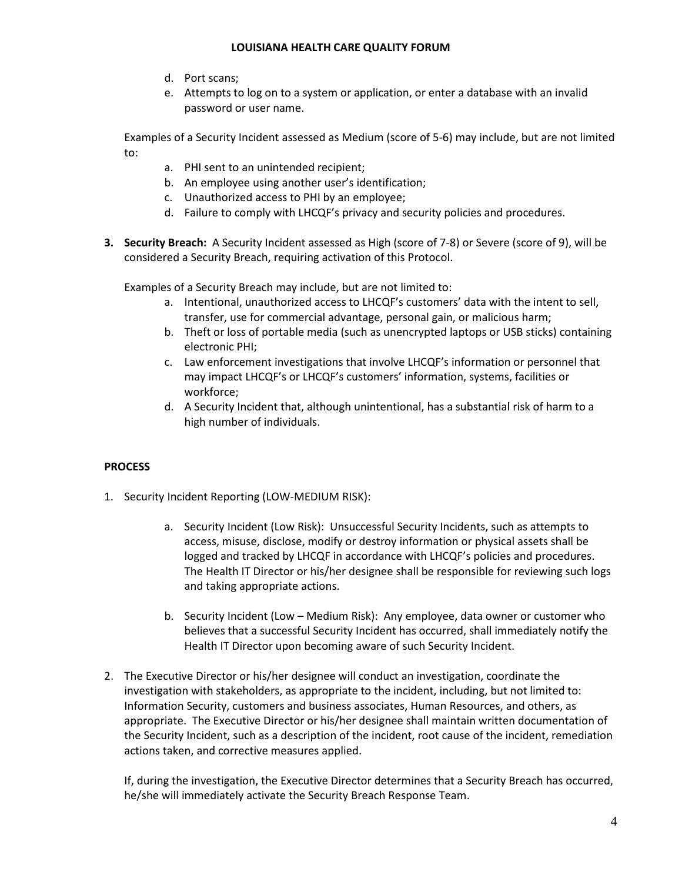d. Port scans;
e. Attempts to log on to a system or application, or enter a database with an invalid password or user name.

Examples of a Security Incident assessed as Medium (score of 5-6) may include, but are not limited to:

a. PHI sent to an unintended recipient;
b. An employee using another user's identification;
c. Unauthorized access to PHI by an employee;
d. Failure to comply with LHCQF's privacy and security policies and procedures.

3. **Security Breach:** A Security Incident assessed as High (score of 7-8) or Severe (score of 9), will be considered a Security Breach, requiring activation of this Protocol.

Examples of a Security Breach may include, but are not limited to:

a. Intentional, unauthorized access to LHCQF's customers' data with the intent to sell, transfer, use for commercial advantage, personal gain, or malicious harm;
b. Theft or loss of portable media (such as unencrypted laptops or USB sticks) containing electronic PHI;
c. Law enforcement investigations that involve LHCQF's information or personnel that may impact LHCQF's or LHCQF's customers' information, systems, facilities or workforce;
d. A Security Incident that, although unintentional, has a substantial risk of harm to a high number of individuals.

**PROCESS**

1. Security Incident Reporting (LOW-MEDIUM RISK):

   a. Security Incident (Low Risk): Unsuccessful Security Incidents, such as attempts to access, misuse, disclose, modify or destroy information or physical assets shall be logged and tracked by LHCQF in accordance with LHCQF's policies and procedures. The Health IT Director or his/her designee shall be responsible for reviewing such logs and taking appropriate actions.

   b. Security Incident (Low – Medium Risk): Any employee, data owner or customer who believes that a successful Security Incident has occurred, shall immediately notify the Health IT Director upon becoming aware of such Security Incident.

2. The Executive Director or his/her designee will conduct an investigation, coordinate the investigation with stakeholders, as appropriate to the incident, including, but not limited to: Information Security, customers and business associates, Human Resources, and others, as appropriate. The Executive Director or his/her designee shall maintain written documentation of the Security Incident, such as a description of the incident, root cause of the incident, remediation actions taken, and corrective measures applied.

   If, during the investigation, the Executive Director determines that a Security Breach has occurred, he/she will immediately activate the Security Breach Response Team.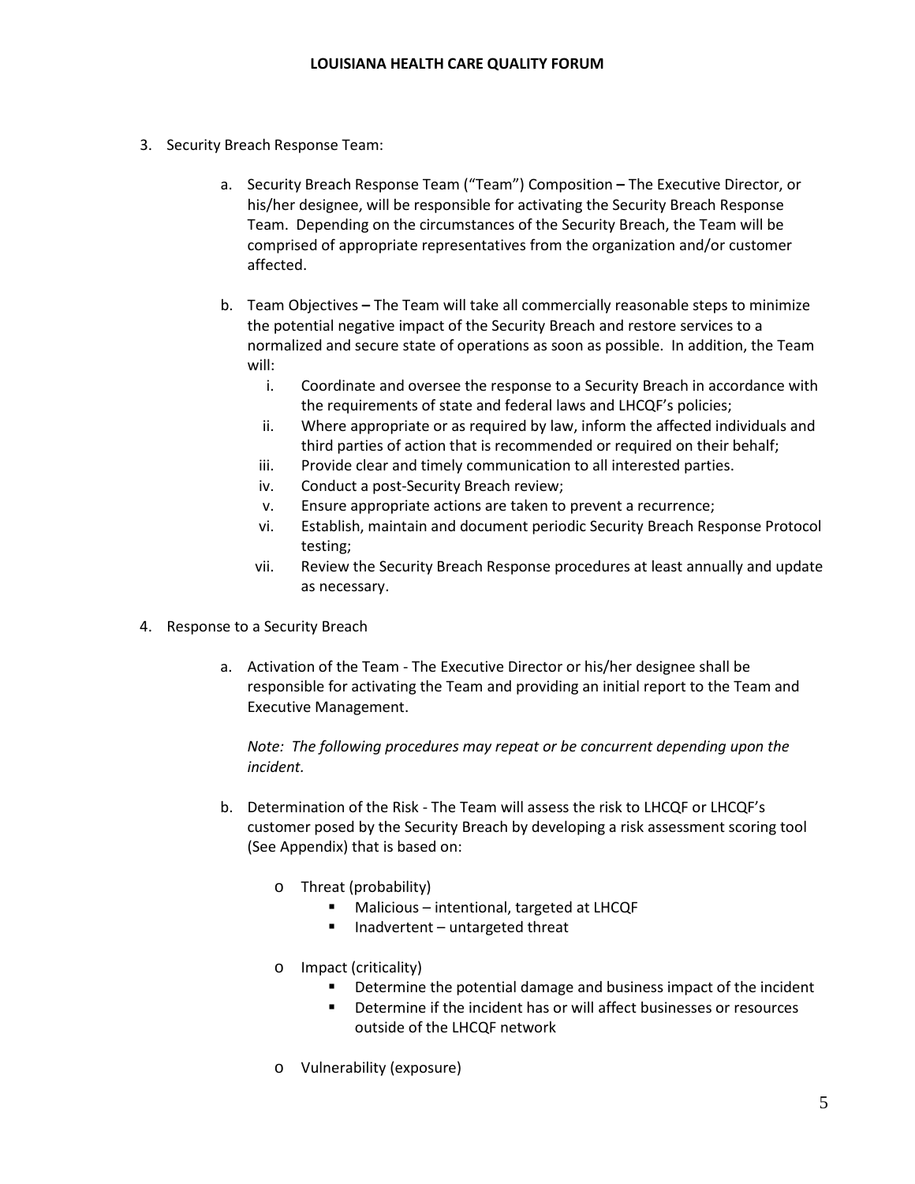3. Security Breach Response Team:

   a. Security Breach Response Team ("Team") Composition **–** The Executive Director, or his/her designee, will be responsible for activating the Security Breach Response Team. Depending on the circumstances of the Security Breach, the Team will be comprised of appropriate representatives from the organization and/or customer affected.

   b. Team Objectives **–** The Team will take all commercially reasonable steps to minimize the potential negative impact of the Security Breach and restore services to a normalized and secure state of operations as soon as possible. In addition, the Team will:

      i. Coordinate and oversee the response to a Security Breach in accordance with the requirements of state and federal laws and LHCQF's policies;
      ii. Where appropriate or as required by law, inform the affected individuals and third parties of action that is recommended or required on their behalf;
      iii. Provide clear and timely communication to all interested parties.
      iv. Conduct a post-Security Breach review;
      v. Ensure appropriate actions are taken to prevent a recurrence;
      vi. Establish, maintain and document periodic Security Breach Response Protocol testing;
      vii. Review the Security Breach Response procedures at least annually and update as necessary.

4. Response to a Security Breach

   a. Activation of the Team - The Executive Director or his/her designee shall be responsible for activating the Team and providing an initial report to the Team and Executive Management.

      *Note: The following procedures may repeat or be concurrent depending upon the incident.*

   b. Determination of the Risk - The Team will assess the risk to LHCQF or LHCQF's customer posed by the Security Breach by developing a risk assessment scoring tool (See Appendix) that is based on:

      - Threat (probability)
        - Malicious – intentional, targeted at LHCQF
        - Inadvertent – untargeted threat
      - Impact (criticality)
        - Determine the potential damage and business impact of the incident
        - Determine if the incident has or will affect businesses or resources outside of the LHCQF network
      - Vulnerability (exposure)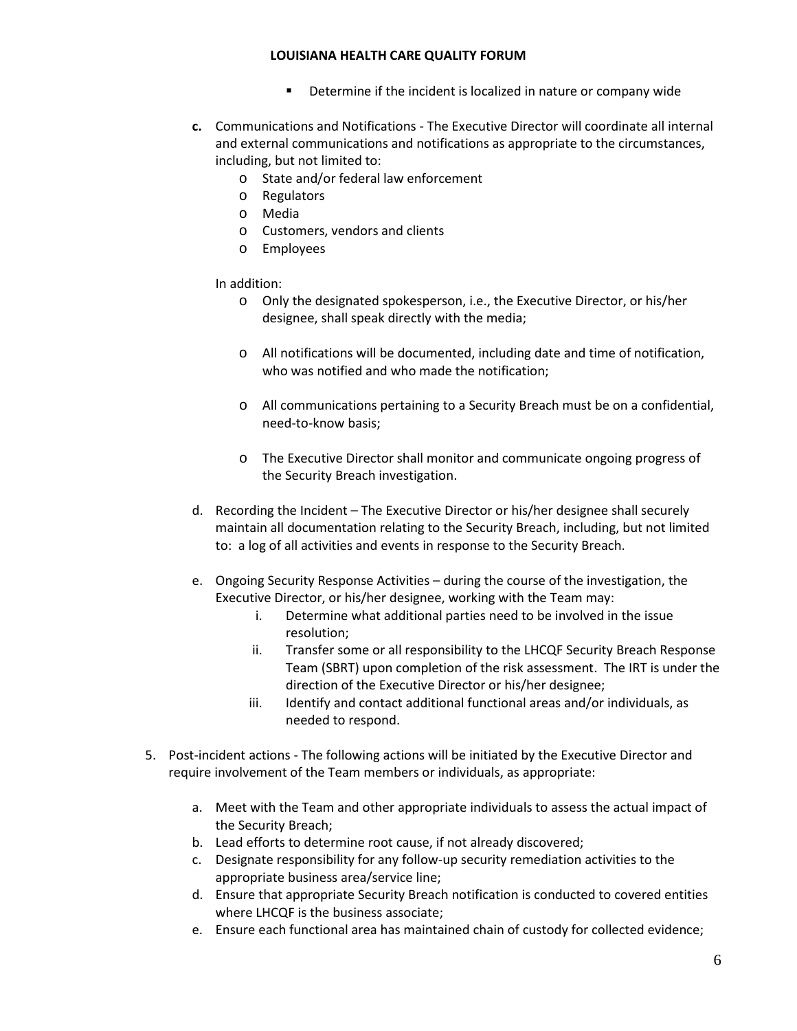- Determine if the incident is localized in nature or company wide

**c.** Communications and Notifications - The Executive Director will coordinate all internal and external communications and notifications as appropriate to the circumstances, including, but not limited to:
- State and/or federal law enforcement
- Regulators
- Media
- Customers, vendors and clients
- Employees

In addition:
- Only the designated spokesperson, i.e., the Executive Director, or his/her designee, shall speak directly with the media;
- All notifications will be documented, including date and time of notification, who was notified and who made the notification;
- All communications pertaining to a Security Breach must be on a confidential, need-to-know basis;
- The Executive Director shall monitor and communicate ongoing progress of the Security Breach investigation.

d. Recording the Incident – The Executive Director or his/her designee shall securely maintain all documentation relating to the Security Breach, including, but not limited to: a log of all activities and events in response to the Security Breach.

e. Ongoing Security Response Activities – during the course of the investigation, the Executive Director, or his/her designee, working with the Team may:
   i. Determine what additional parties need to be involved in the issue resolution;
   ii. Transfer some or all responsibility to the LHCQF Security Breach Response Team (SBRT) upon completion of the risk assessment. The IRT is under the direction of the Executive Director or his/her designee;
   iii. Identify and contact additional functional areas and/or individuals, as needed to respond.

5. Post-incident actions - The following actions will be initiated by the Executive Director and require involvement of the Team members or individuals, as appropriate:

   a. Meet with the Team and other appropriate individuals to assess the actual impact of the Security Breach;
   b. Lead efforts to determine root cause, if not already discovered;
   c. Designate responsibility for any follow-up security remediation activities to the appropriate business area/service line;
   d. Ensure that appropriate Security Breach notification is conducted to covered entities where LHCQF is the business associate;
   e. Ensure each functional area has maintained chain of custody for collected evidence;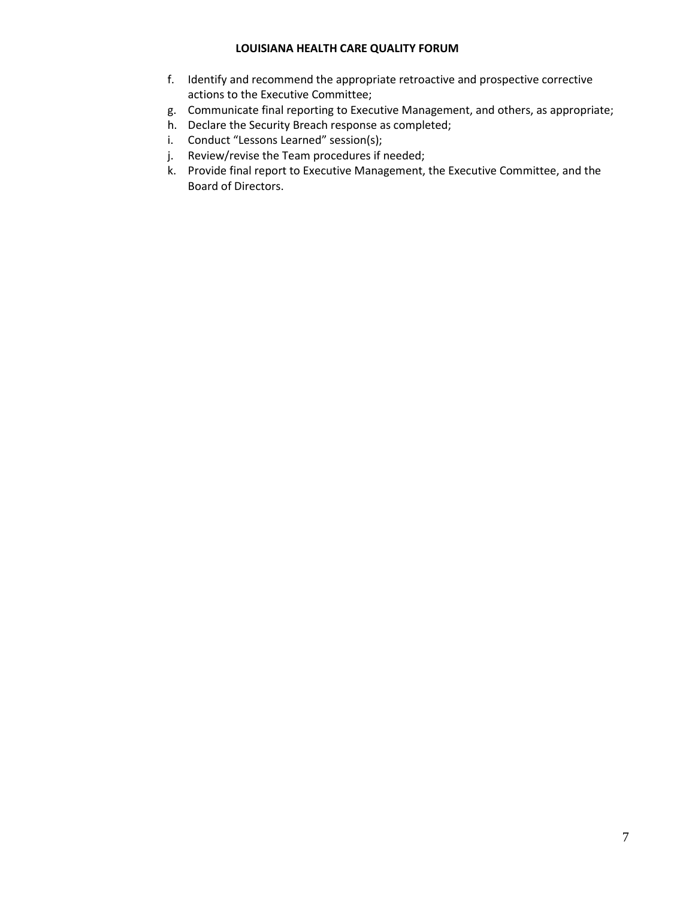f. Identify and recommend the appropriate retroactive and prospective corrective actions to the Executive Committee;
g. Communicate final reporting to Executive Management, and others, as appropriate;
h. Declare the Security Breach response as completed;
i. Conduct "Lessons Learned" session(s);
j. Review/revise the Team procedures if needed;
k. Provide final report to Executive Management, the Executive Committee, and the Board of Directors.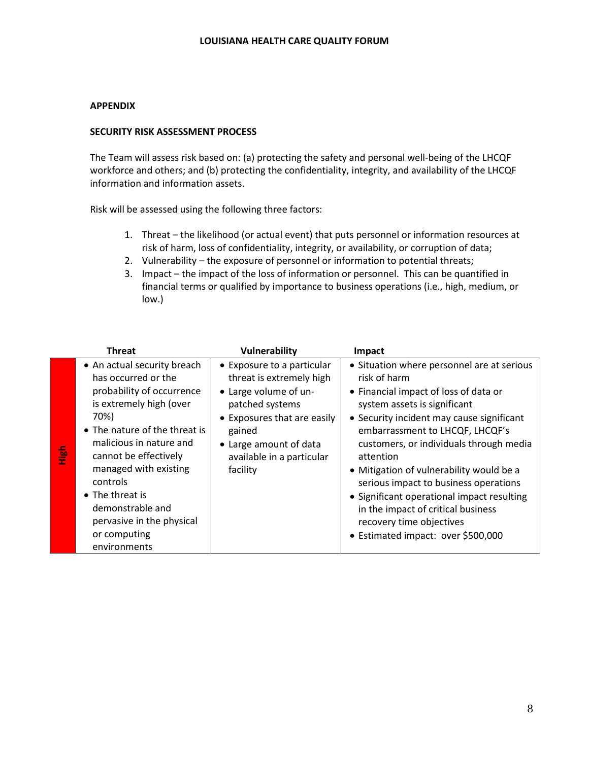## APPENDIX

### SECURITY RISK ASSESSMENT PROCESS

The Team will assess risk based on: (a) protecting the safety and personal well-being of the LHCQF workforce and others; and (b) protecting the confidentiality, integrity, and availability of the LHCQF information and information assets.

Risk will be assessed using the following three factors:

1. Threat – the likelihood (or actual event) that puts personnel or information resources at risk of harm, loss of confidentiality, integrity, or availability, or corruption of data;
2. Vulnerability – the exposure of personnel or information to potential threats;
3. Impact – the impact of the loss of information or personnel. This can be quantified in financial terms or qualified by importance to business operations (i.e., high, medium, or low.)

| | Threat | Vulnerability | Impact |
|---|---|---|---|
| **High** | • An actual security breach has occurred or the probability of occurrence is extremely high (over 70%)<br>• The nature of the threat is malicious in nature and cannot be effectively managed with existing controls<br>• The threat is demonstrable and pervasive in the physical or computing environments | • Exposure to a particular threat is extremely high<br>• Large volume of un-patched systems<br>• Exposures that are easily gained<br>• Large amount of data available in a particular facility | • Situation where personnel are at serious risk of harm<br>• Financial impact of loss of data or system assets is significant<br>• Security incident may cause significant embarrassment to LHCQF, LHCQF's customers, or individuals through media attention<br>• Mitigation of vulnerability would be a serious impact to business operations<br>• Significant operational impact resulting in the impact of critical business recovery time objectives<br>• Estimated impact: over $500,000 |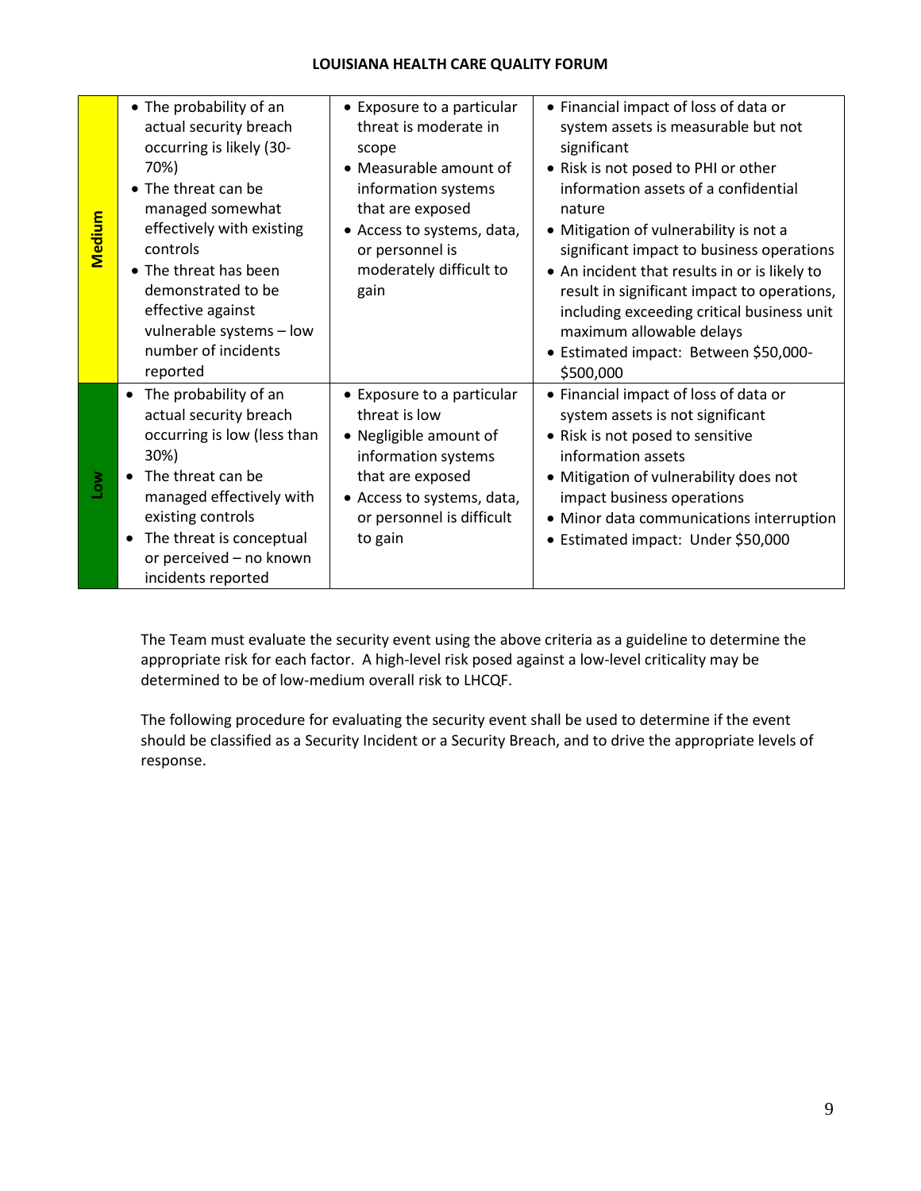| | | | |
|---|---|---|---|
| **Medium** | • The probability of an actual security breach occurring is likely (30-70%)<br>• The threat can be managed somewhat effectively with existing controls<br>• The threat has been demonstrated to be effective against vulnerable systems – low number of incidents reported | • Exposure to a particular threat is moderate in scope<br>• Measurable amount of information systems that are exposed<br>• Access to systems, data, or personnel is moderately difficult to gain | • Financial impact of loss of data or system assets is measurable but not significant<br>• Risk is not posed to PHI or other information assets of a confidential nature<br>• Mitigation of vulnerability is not a significant impact to business operations<br>• An incident that results in or is likely to result in significant impact to operations, including exceeding critical business unit maximum allowable delays<br>• Estimated impact: Between $50,000-$500,000 |
| **Low** | • The probability of an actual security breach occurring is low (less than 30%)<br>• The threat can be managed effectively with existing controls<br>• The threat is conceptual or perceived – no known incidents reported | • Exposure to a particular threat is low<br>• Negligible amount of information systems that are exposed<br>• Access to systems, data, or personnel is difficult to gain | • Financial impact of loss of data or system assets is not significant<br>• Risk is not posed to sensitive information assets<br>• Mitigation of vulnerability does not impact business operations<br>• Minor data communications interruption<br>• Estimated impact: Under $50,000 |

The Team must evaluate the security event using the above criteria as a guideline to determine the appropriate risk for each factor. A high-level risk posed against a low-level criticality may be determined to be of low-medium overall risk to LHCQF.

The following procedure for evaluating the security event shall be used to determine if the event should be classified as a Security Incident or a Security Breach, and to drive the appropriate levels of response.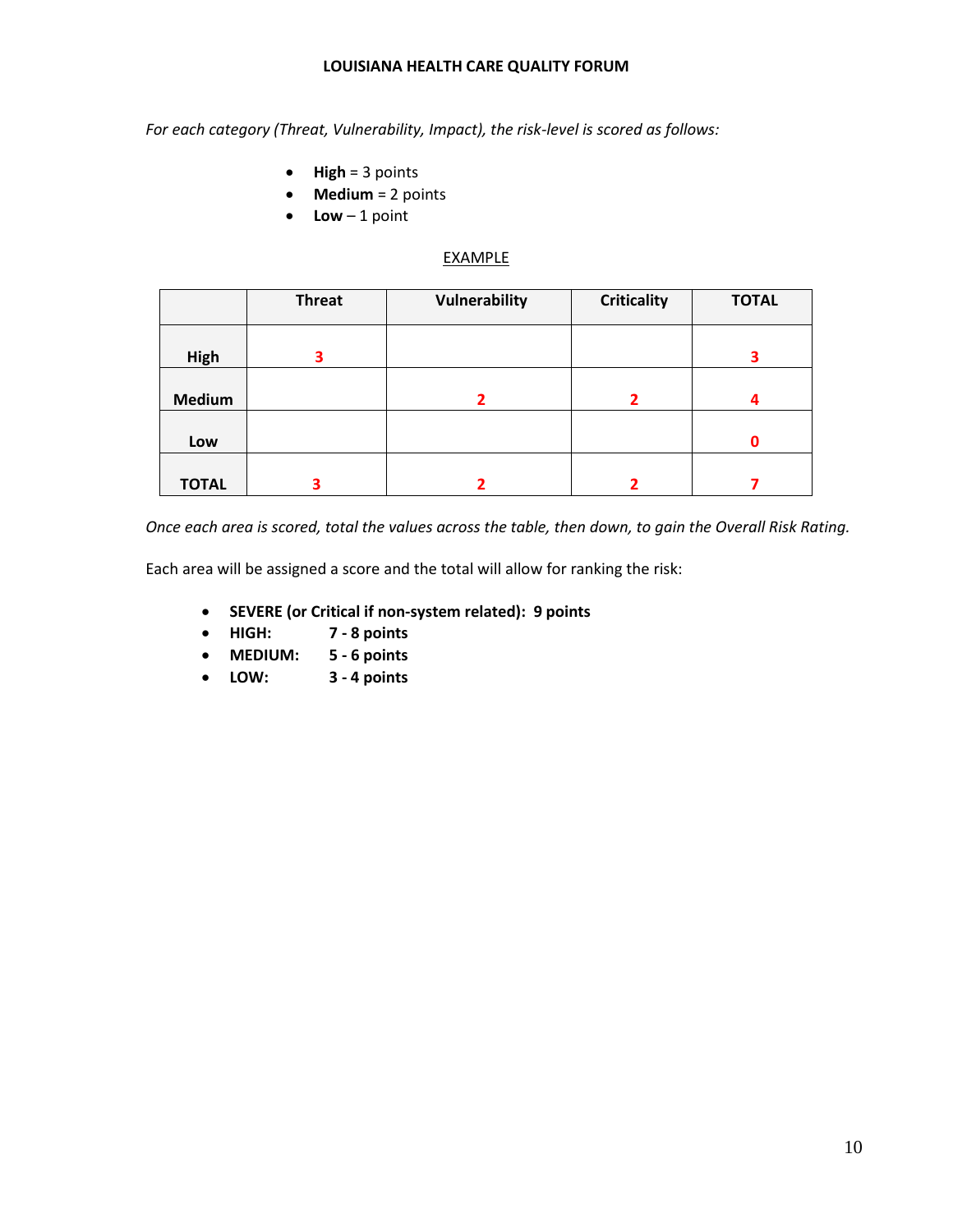*For each category (Threat, Vulnerability, Impact), the risk-level is scored as follows:*

- **High** = 3 points
- **Medium** = 2 points
- **Low** – 1 point

EXAMPLE

| | Threat | Vulnerability | Criticality | TOTAL |
|---|---|---|---|---|
| **High** | 3 | | | 3 |
| **Medium** | | 2 | 2 | 4 |
| **Low** | | | | 0 |
| **TOTAL** | 3 | 2 | 2 | 7 |

*Once each area is scored, total the values across the table, then down, to gain the Overall Risk Rating.*

Each area will be assigned a score and the total will allow for ranking the risk:

- **SEVERE (or Critical if non-system related): 9 points**
- **HIGH: 7 - 8 points**
- **MEDIUM: 5 - 6 points**
- **LOW: 3 - 4 points**